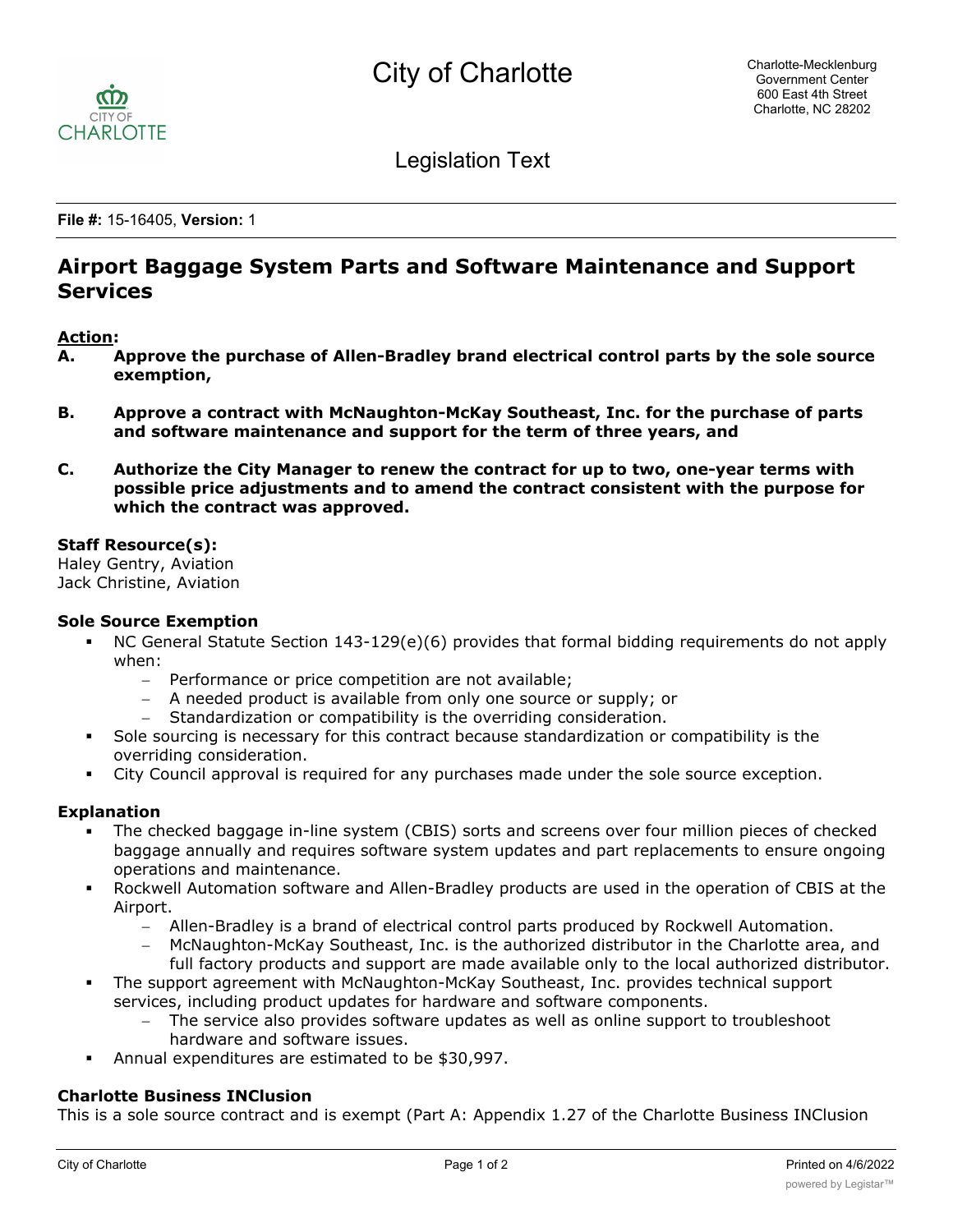# City of Charlotte

Charlotte-Mecklenburg Government Center
600 East 4th Street
Charlotte, NC 28202

## Legislation Text

**File #:** 15-16405, **Version:** 1

# Airport Baggage System Parts and Software Maintenance and Support Services

**Action:**

**A. Approve the purchase of Allen-Bradley brand electrical control parts by the sole source exemption,**

**B. Approve a contract with McNaughton-McKay Southeast, Inc. for the purchase of parts and software maintenance and support for the term of three years, and**

**C. Authorize the City Manager to renew the contract for up to two, one-year terms with possible price adjustments and to amend the contract consistent with the purpose for which the contract was approved.**

**Staff Resource(s):**
Haley Gentry, Aviation
Jack Christine, Aviation

**Sole Source Exemption**

- NC General Statute Section 143-129(e)(6) provides that formal bidding requirements do not apply when:
  - Performance or price competition are not available;
  - A needed product is available from only one source or supply; or
  - Standardization or compatibility is the overriding consideration.
- Sole sourcing is necessary for this contract because standardization or compatibility is the overriding consideration.
- City Council approval is required for any purchases made under the sole source exception.

**Explanation**

- The checked baggage in-line system (CBIS) sorts and screens over four million pieces of checked baggage annually and requires software system updates and part replacements to ensure ongoing operations and maintenance.
- Rockwell Automation software and Allen-Bradley products are used in the operation of CBIS at the Airport.
  - Allen-Bradley is a brand of electrical control parts produced by Rockwell Automation.
  - McNaughton-McKay Southeast, Inc. is the authorized distributor in the Charlotte area, and full factory products and support are made available only to the local authorized distributor.
- The support agreement with McNaughton-McKay Southeast, Inc. provides technical support services, including product updates for hardware and software components.
  - The service also provides software updates as well as online support to troubleshoot hardware and software issues.
- Annual expenditures are estimated to be $30,997.

**Charlotte Business INClusion**

This is a sole source contract and is exempt (Part A: Appendix 1.27 of the Charlotte Business INClusion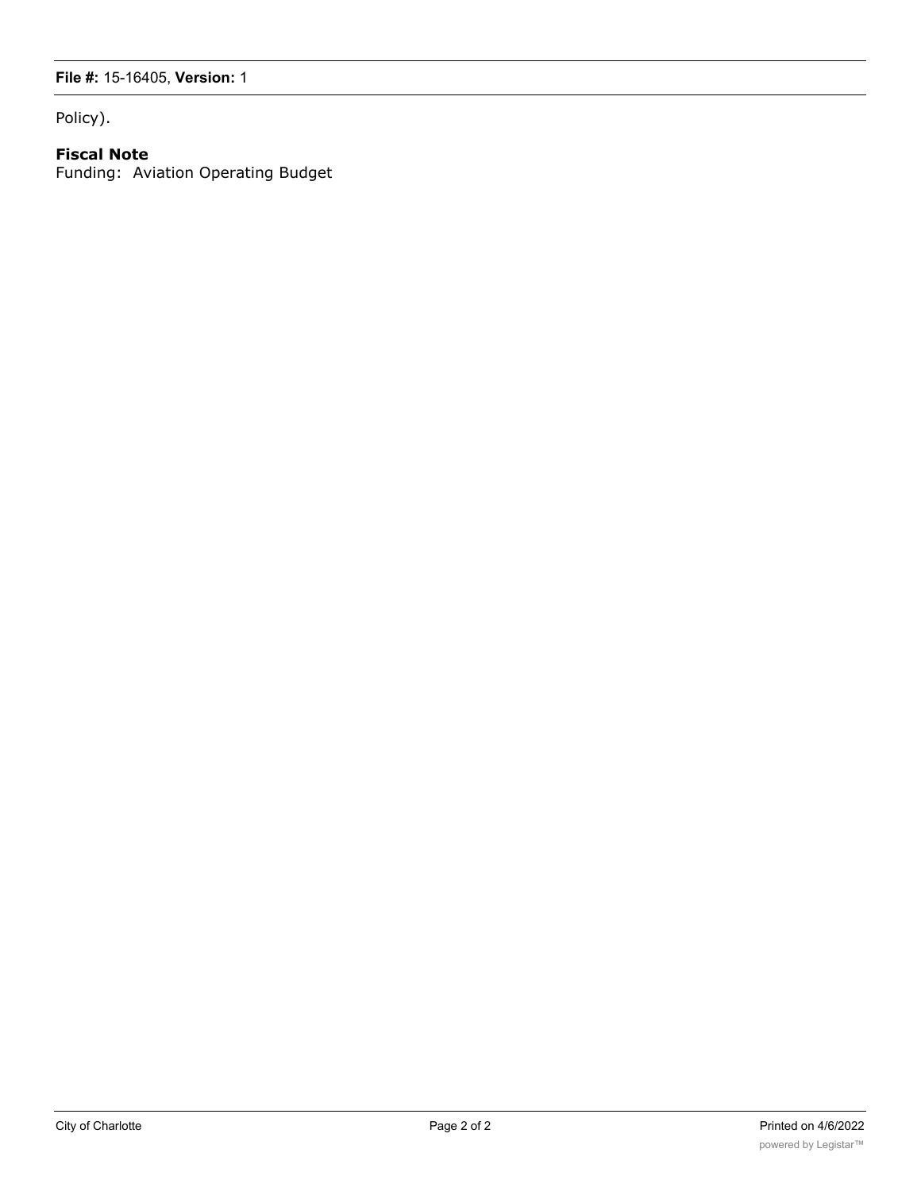Policy).

**Fiscal Note**

Funding: Aviation Operating Budget